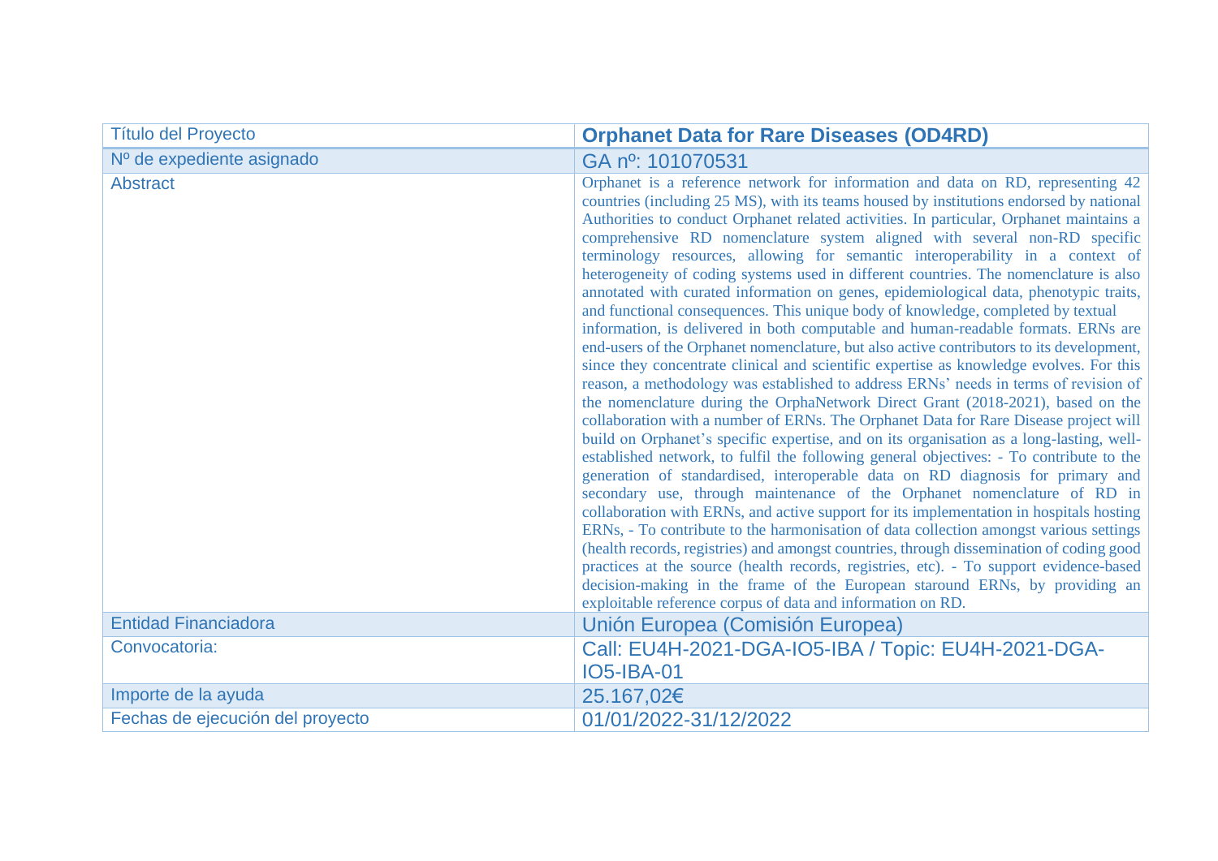| Título del Proyecto | **Orphanet Data for Rare Diseases (OD4RD)** |
|---|---|
| Nº de expediente asignado | GA nº: 101070531 |
| Abstract | Orphanet is a reference network for information and data on RD, representing 42 countries (including 25 MS), with its teams housed by institutions endorsed by national Authorities to conduct Orphanet related activities. In particular, Orphanet maintains a comprehensive RD nomenclature system aligned with several non-RD specific terminology resources, allowing for semantic interoperability in a context of heterogeneity of coding systems used in different countries. The nomenclature is also annotated with curated information on genes, epidemiological data, phenotypic traits, and functional consequences. This unique body of knowledge, completed by textual information, is delivered in both computable and human-readable formats. ERNs are end-users of the Orphanet nomenclature, but also active contributors to its development, since they concentrate clinical and scientific expertise as knowledge evolves. For this reason, a methodology was established to address ERNs' needs in terms of revision of the nomenclature during the OrphaNetwork Direct Grant (2018-2021), based on the collaboration with a number of ERNs. The Orphanet Data for Rare Disease project will build on Orphanet's specific expertise, and on its organisation as a long-lasting, well-established network, to fulfil the following general objectives: - To contribute to the generation of standardised, interoperable data on RD diagnosis for primary and secondary use, through maintenance of the Orphanet nomenclature of RD in collaboration with ERNs, and active support for its implementation in hospitals hosting ERNs, - To contribute to the harmonisation of data collection amongst various settings (health records, registries) and amongst countries, through dissemination of coding good practices at the source (health records, registries, etc). - To support evidence-based decision-making in the frame of the European staround ERNs, by providing an exploitable reference corpus of data and information on RD. |
| Entidad Financiadora | Unión Europea (Comisión Europea) |
| Convocatoria: | Call: EU4H-2021-DGA-IO5-IBA / Topic: EU4H-2021-DGA-IO5-IBA-01 |
| Importe de la ayuda | 25.167,02€ |
| Fechas de ejecución del proyecto | 01/01/2022-31/12/2022 |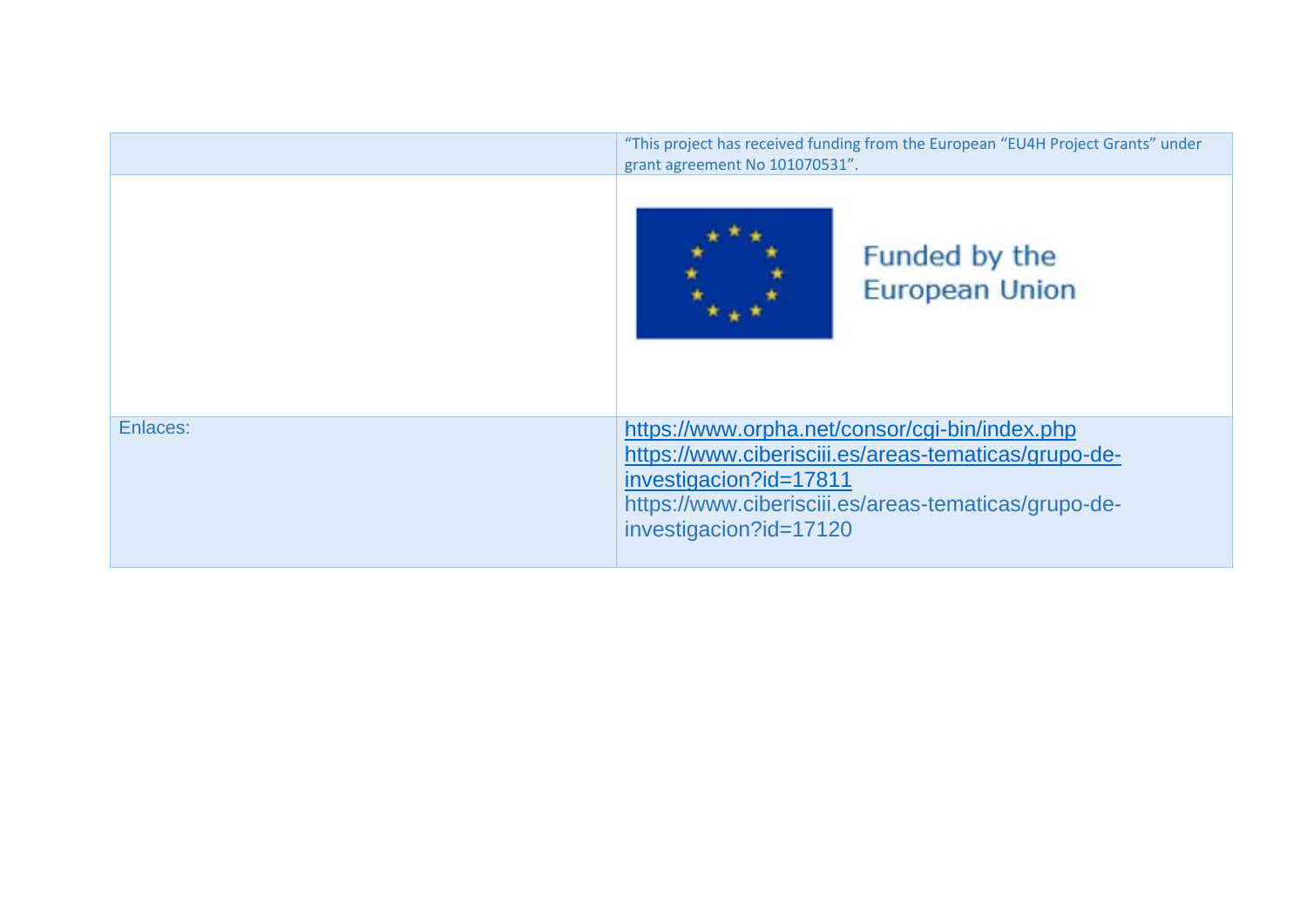| | |
|---|---|
| | "This project has received funding from the European "EU4H Project Grants" under grant agreement No 101070531". |
| | Funded by the European Union |
| Enlaces: | https://www.orpha.net/consor/cgi-bin/index.php<br>https://www.ciberisciii.es/areas-tematicas/grupo-de-investigacion?id=17811<br>https://www.ciberisciii.es/areas-tematicas/grupo-de-investigacion?id=17120 |